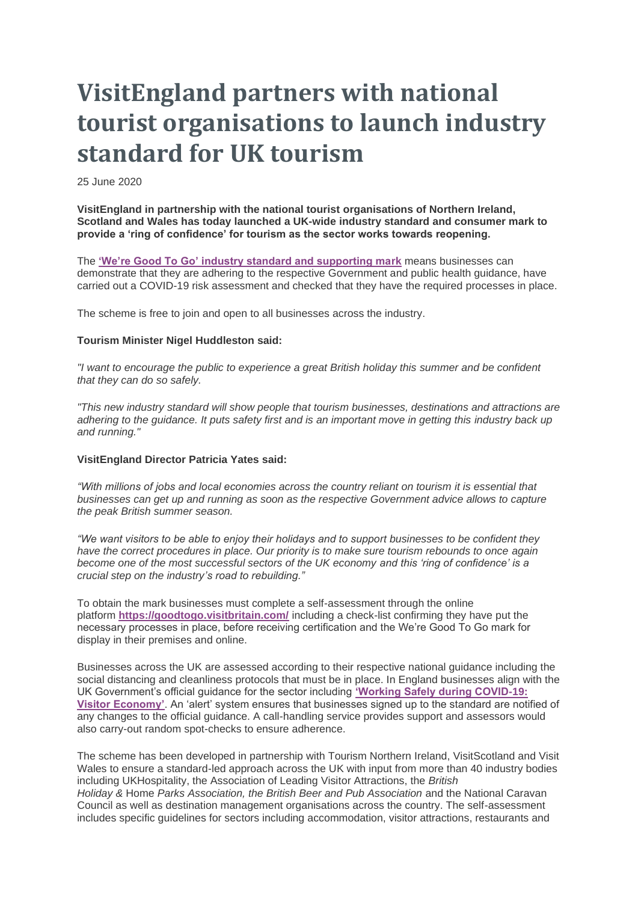# VisitEngland partners with national tourist organisations to launch industry standard for UK tourism

25 June 2020

**VisitEngland in partnership with the national tourist organisations of Northern Ireland, Scotland and Wales has today launched a UK-wide industry standard and consumer mark to provide a 'ring of confidence' for tourism as the sector works towards reopening.**

The **'We're Good To Go' industry standard and supporting mark** means businesses can demonstrate that they are adhering to the respective Government and public health guidance, have carried out a COVID-19 risk assessment and checked that they have the required processes in place.

The scheme is free to join and open to all businesses across the industry.

**Tourism Minister Nigel Huddleston said:**

*"I want to encourage the public to experience a great British holiday this summer and be confident that they can do so safely.*

*"This new industry standard will show people that tourism businesses, destinations and attractions are adhering to the guidance. It puts safety first and is an important move in getting this industry back up and running."*

**VisitEngland Director Patricia Yates said:**

*"With millions of jobs and local economies across the country reliant on tourism it is essential that businesses can get up and running as soon as the respective Government advice allows to capture the peak British summer season.*

*"We want visitors to be able to enjoy their holidays and to support businesses to be confident they have the correct procedures in place. Our priority is to make sure tourism rebounds to once again become one of the most successful sectors of the UK economy and this 'ring of confidence' is a crucial step on the industry's road to rebuilding."*

To obtain the mark businesses must complete a self-assessment through the online platform **https://goodtogo.visitbritain.com/** including a check-list confirming they have put the necessary processes in place, before receiving certification and the We're Good To Go mark for display in their premises and online.

Businesses across the UK are assessed according to their respective national guidance including the social distancing and cleanliness protocols that must be in place. In England businesses align with the UK Government's official guidance for the sector including **'Working Safely during COVID-19: Visitor Economy'**. An 'alert' system ensures that businesses signed up to the standard are notified of any changes to the official guidance. A call-handling service provides support and assessors would also carry-out random spot-checks to ensure adherence.

The scheme has been developed in partnership with Tourism Northern Ireland, VisitScotland and Visit Wales to ensure a standard-led approach across the UK with input from more than 40 industry bodies including UKHospitality, the Association of Leading Visitor Attractions, the *British Holiday &* Home *Parks Association, the British Beer and Pub Association* and the National Caravan Council as well as destination management organisations across the country. The self-assessment includes specific guidelines for sectors including accommodation, visitor attractions, restaurants and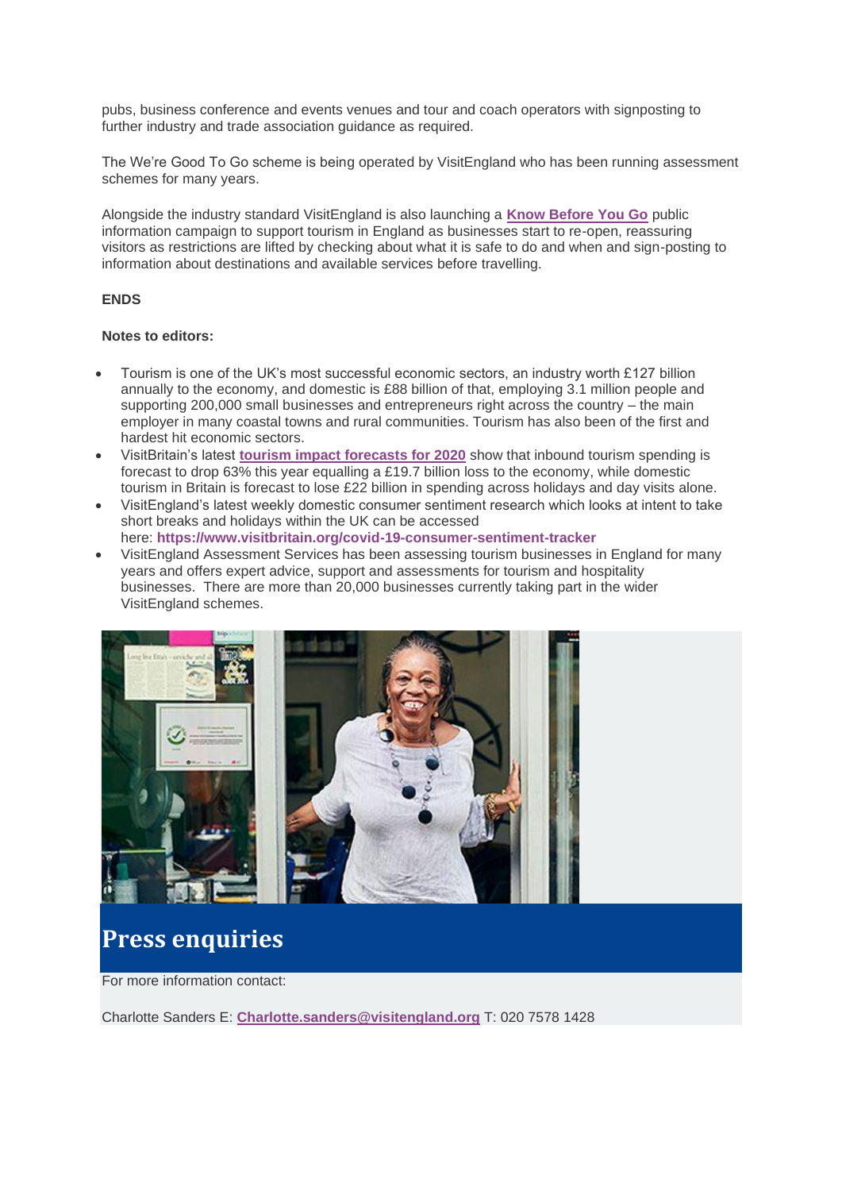pubs, business conference and events venues and tour and coach operators with signposting to further industry and trade association guidance as required.

The We're Good To Go scheme is being operated by VisitEngland who has been running assessment schemes for many years.

Alongside the industry standard VisitEngland is also launching a **Know Before You Go** public information campaign to support tourism in England as businesses start to re-open, reassuring visitors as restrictions are lifted by checking about what it is safe to do and when and sign-posting to information about destinations and available services before travelling.

**ENDS**

**Notes to editors:**

- Tourism is one of the UK's most successful economic sectors, an industry worth £127 billion annually to the economy, and domestic is £88 billion of that, employing 3.1 million people and supporting 200,000 small businesses and entrepreneurs right across the country – the main employer in many coastal towns and rural communities. Tourism has also been of the first and hardest hit economic sectors.
- VisitBritain's latest **tourism impact forecasts for 2020** show that inbound tourism spending is forecast to drop 63% this year equalling a £19.7 billion loss to the economy, while domestic tourism in Britain is forecast to lose £22 billion in spending across holidays and day visits alone.
- VisitEngland's latest weekly domestic consumer sentiment research which looks at intent to take short breaks and holidays within the UK can be accessed here: **https://www.visitbritain.org/covid-19-consumer-sentiment-tracker**
- VisitEngland Assessment Services has been assessing tourism businesses in England for many years and offers expert advice, support and assessments for tourism and hospitality businesses. There are more than 20,000 businesses currently taking part in the wider VisitEngland schemes.

## Press enquiries

For more information contact:

Charlotte Sanders E: **Charlotte.sanders@visitengland.org** T: 020 7578 1428